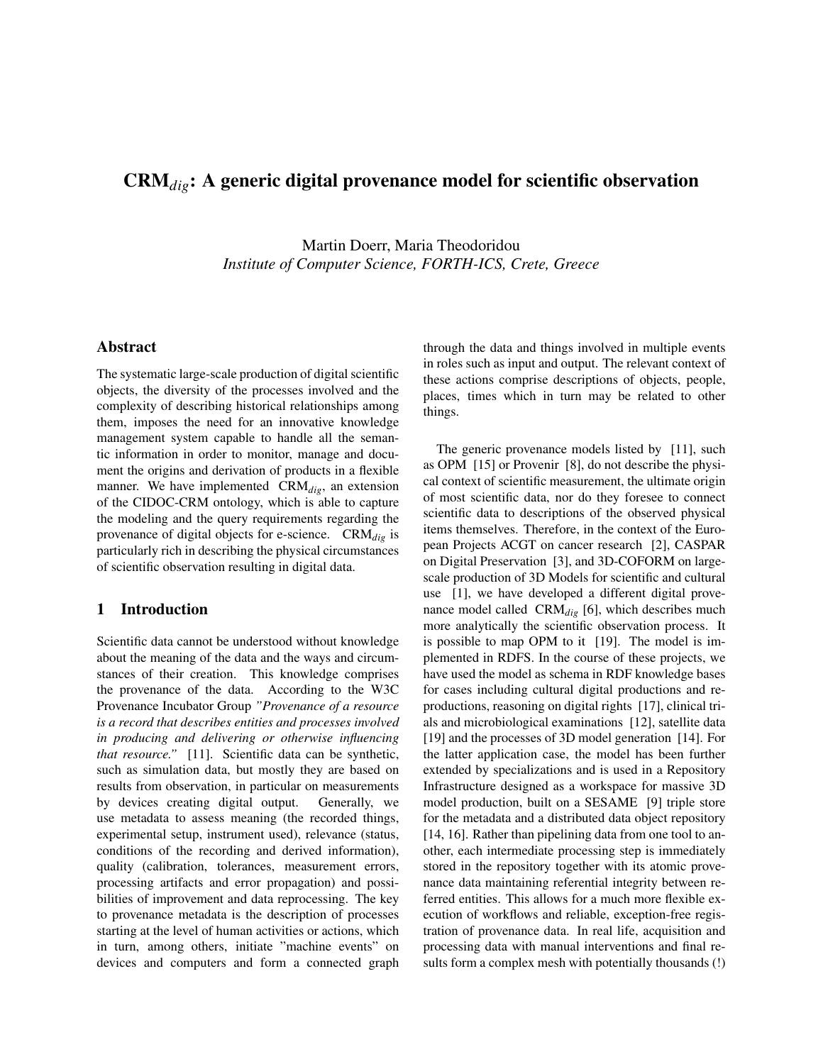# CRM$_{dig}$: A generic digital provenance model for scientific observation

Martin Doerr, Maria Theodoridou
*Institute of Computer Science, FORTH-ICS, Crete, Greece*

## Abstract

The systematic large-scale production of digital scientific objects, the diversity of the processes involved and the complexity of describing historical relationships among them, imposes the need for an innovative knowledge management system capable to handle all the semantic information in order to monitor, manage and document the origins and derivation of products in a flexible manner. We have implemented CRM$_{dig}$, an extension of the CIDOC-CRM ontology, which is able to capture the modeling and the query requirements regarding the provenance of digital objects for e-science. CRM$_{dig}$ is particularly rich in describing the physical circumstances of scientific observation resulting in digital data.

## 1 Introduction

Scientific data cannot be understood without knowledge about the meaning of the data and the ways and circumstances of their creation. This knowledge comprises the provenance of the data. According to the W3C Provenance Incubator Group *"Provenance of a resource is a record that describes entities and processes involved in producing and delivering or otherwise influencing that resource."* [11]. Scientific data can be synthetic, such as simulation data, but mostly they are based on results from observation, in particular on measurements by devices creating digital output. Generally, we use metadata to assess meaning (the recorded things, experimental setup, instrument used), relevance (status, conditions of the recording and derived information), quality (calibration, tolerances, measurement errors, processing artifacts and error propagation) and possibilities of improvement and data reprocessing. The key to provenance metadata is the description of processes starting at the level of human activities or actions, which in turn, among others, initiate "machine events" on devices and computers and form a connected graph through the data and things involved in multiple events in roles such as input and output. The relevant context of these actions comprise descriptions of objects, people, places, times which in turn may be related to other things.

The generic provenance models listed by [11], such as OPM [15] or Provenir [8], do not describe the physical context of scientific measurement, the ultimate origin of most scientific data, nor do they foresee to connect scientific data to descriptions of the observed physical items themselves. Therefore, in the context of the European Projects ACGT on cancer research [2], CASPAR on Digital Preservation [3], and 3D-COFORM on large-scale production of 3D Models for scientific and cultural use [1], we have developed a different digital provenance model called CRM$_{dig}$ [6], which describes much more analytically the scientific observation process. It is possible to map OPM to it [19]. The model is implemented in RDFS. In the course of these projects, we have used the model as schema in RDF knowledge bases for cases including cultural digital productions and reproductions, reasoning on digital rights [17], clinical trials and microbiological examinations [12], satellite data [19] and the processes of 3D model generation [14]. For the latter application case, the model has been further extended by specializations and is used in a Repository Infrastructure designed as a workspace for massive 3D model production, built on a SESAME [9] triple store for the metadata and a distributed data object repository [14, 16]. Rather than pipelining data from one tool to another, each intermediate processing step is immediately stored in the repository together with its atomic provenance data maintaining referential integrity between referred entities. This allows for a much more flexible execution of workflows and reliable, exception-free registration of provenance data. In real life, acquisition and processing data with manual interventions and final results form a complex mesh with potentially thousands (!)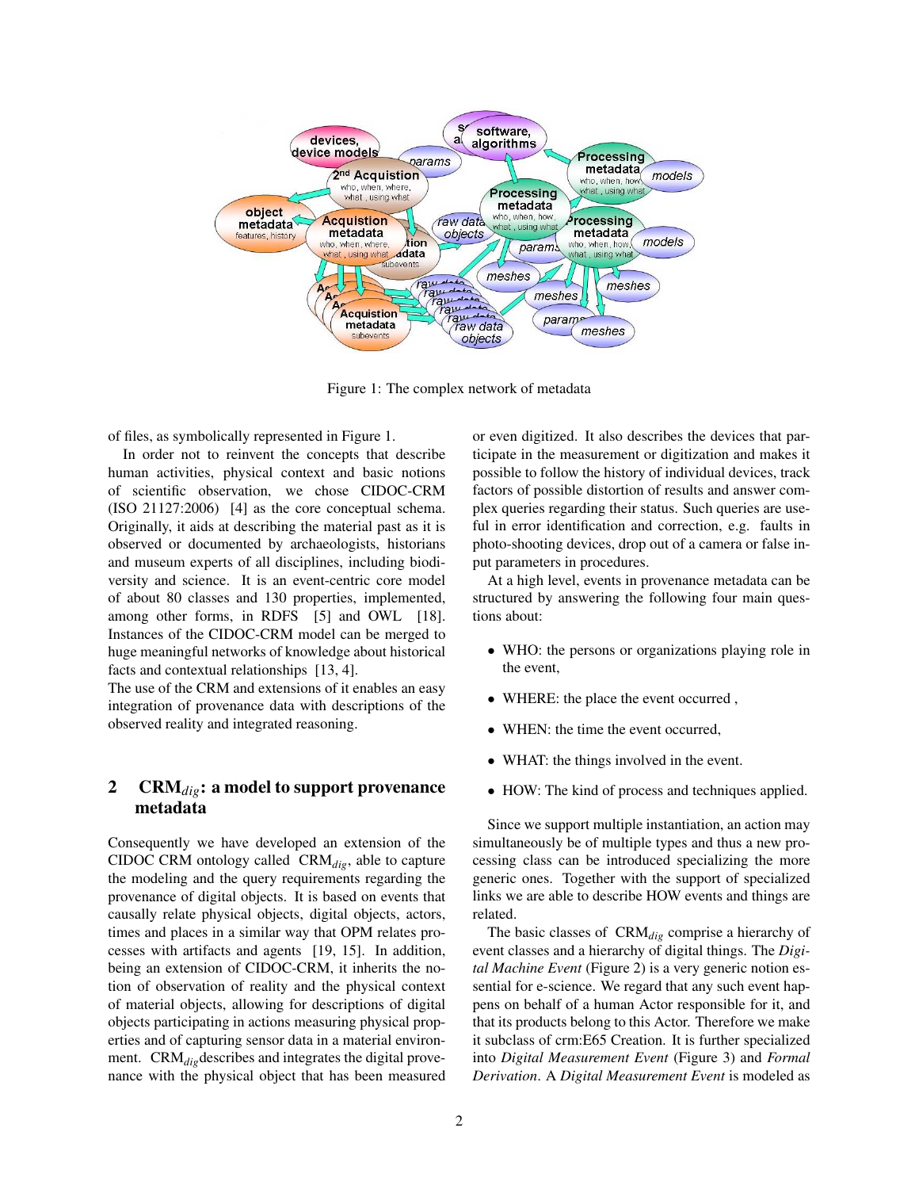Figure 1: The complex network of metadata

of files, as symbolically represented in Figure 1.

In order not to reinvent the concepts that describe human activities, physical context and basic notions of scientific observation, we chose CIDOC-CRM (ISO 21127:2006) [4] as the core conceptual schema. Originally, it aids at describing the material past as it is observed or documented by archaeologists, historians and museum experts of all disciplines, including biodiversity and science. It is an event-centric core model of about 80 classes and 130 properties, implemented, among other forms, in RDFS [5] and OWL [18]. Instances of the CIDOC-CRM model can be merged to huge meaningful networks of knowledge about historical facts and contextual relationships [13, 4].
The use of the CRM and extensions of it enables an easy integration of provenance data with descriptions of the observed reality and integrated reasoning.

## 2 CRM$_{dig}$: a model to support provenance metadata

Consequently we have developed an extension of the CIDOC CRM ontology called CRM$_{dig}$, able to capture the modeling and the query requirements regarding the provenance of digital objects. It is based on events that causally relate physical objects, digital objects, actors, times and places in a similar way that OPM relates processes with artifacts and agents [19, 15]. In addition, being an extension of CIDOC-CRM, it inherits the notion of observation of reality and the physical context of material objects, allowing for descriptions of digital objects participating in actions measuring physical properties and of capturing sensor data in a material environment. CRM$_{dig}$ describes and integrates the digital provenance with the physical object that has been measured or even digitized. It also describes the devices that participate in the measurement or digitization and makes it possible to follow the history of individual devices, track factors of possible distortion of results and answer complex queries regarding their status. Such queries are useful in error identification and correction, e.g. faults in photo-shooting devices, drop out of a camera or false input parameters in procedures.

At a high level, events in provenance metadata can be structured by answering the following four main questions about:

- WHO: the persons or organizations playing role in the event,
- WHERE: the place the event occurred ,
- WHEN: the time the event occurred,
- WHAT: the things involved in the event.
- HOW: The kind of process and techniques applied.

Since we support multiple instantiation, an action may simultaneously be of multiple types and thus a new processing class can be introduced specializing the more generic ones. Together with the support of specialized links we are able to describe HOW events and things are related.

The basic classes of CRM$_{dig}$ comprise a hierarchy of event classes and a hierarchy of digital things. The *Digital Machine Event* (Figure 2) is a very generic notion essential for e-science. We regard that any such event happens on behalf of a human Actor responsible for it, and that its products belong to this Actor. Therefore we make it subclass of crm:E65 Creation. It is further specialized into *Digital Measurement Event* (Figure 3) and *Formal Derivation*. A *Digital Measurement Event* is modeled as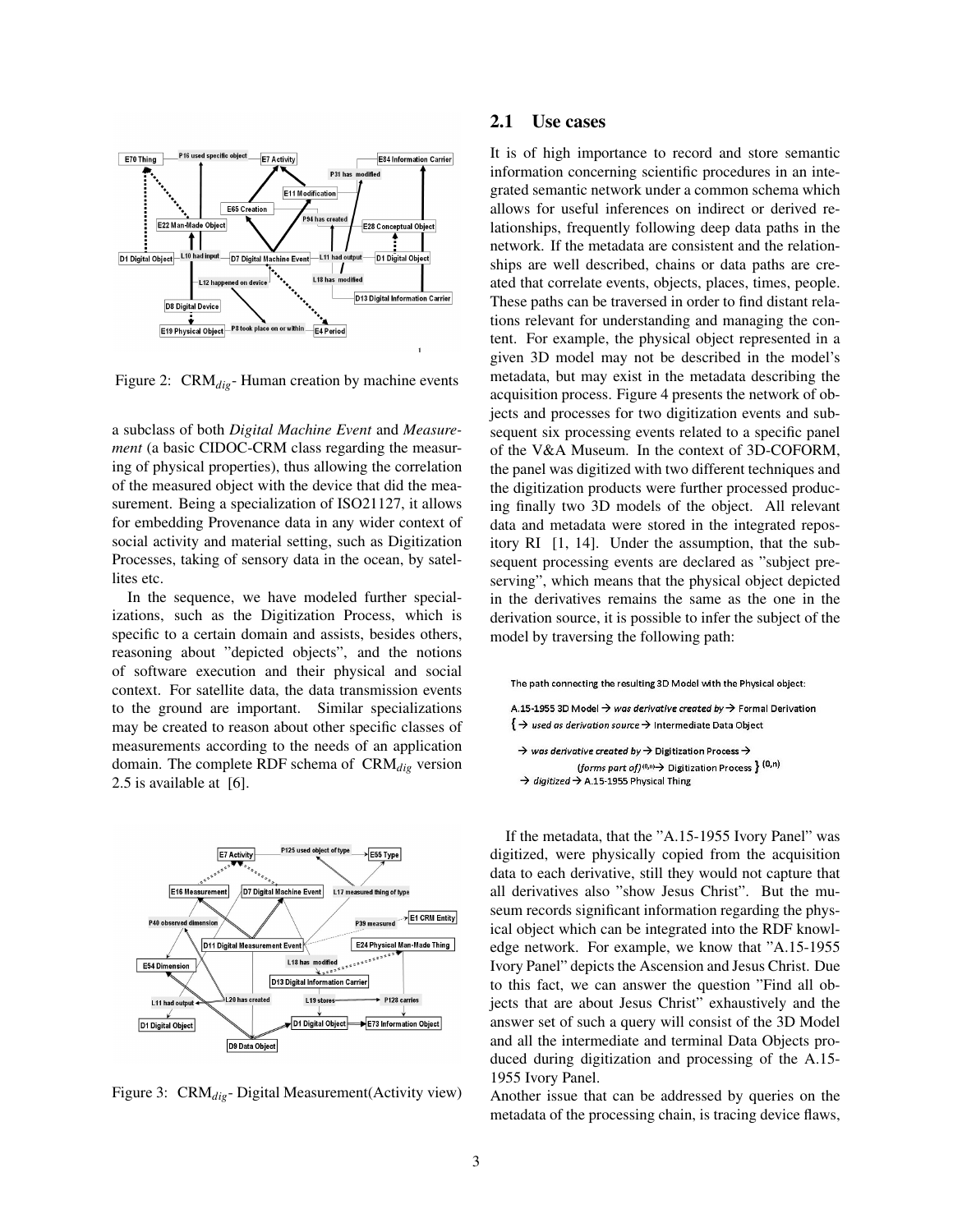Figure 2: $CRM_{dig}$- Human creation by machine events

a subclass of both *Digital Machine Event* and *Measurement* (a basic CIDOC-CRM class regarding the measuring of physical properties), thus allowing the correlation of the measured object with the device that did the measurement. Being a specialization of ISO21127, it allows for embedding Provenance data in any wider context of social activity and material setting, such as Digitization Processes, taking of sensory data in the ocean, by satellites etc.

In the sequence, we have modeled further specializations, such as the Digitization Process, which is specific to a certain domain and assists, besides others, reasoning about "depicted objects", and the notions of software execution and their physical and social context. For satellite data, the data transmission events to the ground are important. Similar specializations may be created to reason about other specific classes of measurements according to the needs of an application domain. The complete RDF schema of $CRM_{dig}$ version 2.5 is available at [6].

Figure 3: $CRM_{dig}$- Digital Measurement(Activity view)

## 2.1 Use cases

It is of high importance to record and store semantic information concerning scientific procedures in an integrated semantic network under a common schema which allows for useful inferences on indirect or derived relationships, frequently following deep data paths in the network. If the metadata are consistent and the relationships are well described, chains or data paths are created that correlate events, objects, places, times, people. These paths can be traversed in order to find distant relations relevant for understanding and managing the content. For example, the physical object represented in a given 3D model may not be described in the model's metadata, but may exist in the metadata describing the acquisition processes. Figure 4 presents the network of objects and processes for two digitization events and subsequent six processing events related to a specific panel of the V&A Museum. In the context of 3D-COFORM, the panel was digitized with two different techniques and the digitization products were further processed producing finally two 3D models of the object. All relevant data and metadata were stored in the integrated repository RI [1, 14]. Under the assumption, that the subsequent processing events are declared as "subject preserving", which means that the physical object depicted in the derivatives remains the same as the one in the derivation source, it is possible to infer the subject of the model by traversing the following path:

The path connecting the resulting 3D Model with the Physical object:

A.15-1955 3D Model → *was derivative created by* → Formal Derivation
{ → *used as derivation source* → Intermediate Data Object

→ *was derivative created by* → Digitization Process →
(*forms part of*)$^{(0,n)}$→ Digitization Process } $^{(0,n)}$
→ *digitized* → A.15-1955 Physical Thing

If the metadata, that the "A.15-1955 Ivory Panel" was digitized, were physically copied from the acquisition data to each derivative, still they would not capture that all derivatives also "show Jesus Christ". But the museum records significant information regarding the physical object which can be integrated into the RDF knowledge network. For example, we know that "A.15-1955 Ivory Panel" depicts the Ascension and Jesus Christ. Due to this fact, we can answer the question "Find all objects that are about Jesus Christ" exhaustively and the answer set of such a query will consist of the 3D Model and all the intermediate and terminal Data Objects produced during digitization and processing of the A.15-1955 Ivory Panel.

Another issue that can be addressed by queries on the metadata of the processing chain, is tracing device flaws,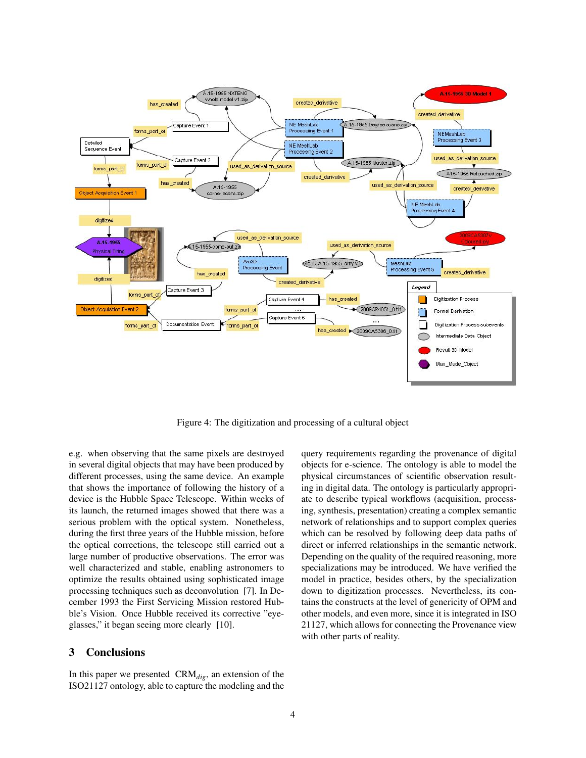Figure 4: The digitization and processing of a cultural object

e.g. when observing that the same pixels are destroyed in several digital objects that may have been produced by different processes, using the same device. An example that shows the importance of following the history of a device is the Hubble Space Telescope. Within weeks of its launch, the returned images showed that there was a serious problem with the optical system. Nonetheless, during the first three years of the Hubble mission, before the optical corrections, the telescope still carried out a large number of productive observations. The error was well characterized and stable, enabling astronomers to optimize the results obtained using sophisticated image processing techniques such as deconvolution [7]. In December 1993 the First Servicing Mission restored Hubble's Vision. Once Hubble received its corrective "eyeglasses," it began seeing more clearly [10].

## 3 Conclusions

In this paper we presented $\text{CRM}_{dig}$, an extension of the ISO21127 ontology, able to capture the modeling and the query requirements regarding the provenance of digital objects for e-science. The ontology is able to model the physical circumstances of scientific observation resulting in digital data. The ontology is particularly appropriate to describe typical workflows (acquisition, processing, synthesis, presentation) creating a complex semantic network of relationships and to support complex queries which can be resolved by following deep data paths of direct or inferred relationships in the semantic network. Depending on the quality of the required reasoning, more specializations may be introduced. We have verified the model in practice, besides others, by the specialization down to digitization processes. Nevertheless, its contains the constructs at the level of genericity of OPM and other models, and even more, since it is integrated in ISO 21127, which allows for connecting the Provenance view with other parts of reality.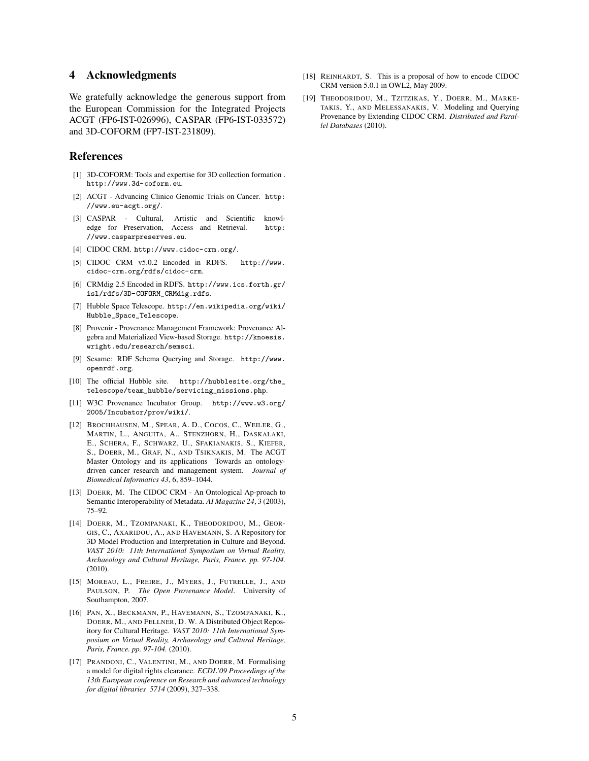## 4 Acknowledgments

We gratefully acknowledge the generous support from the European Commission for the Integrated Projects ACGT (FP6-IST-026996), CASPAR (FP6-IST-033572) and 3D-COFORM (FP7-IST-231809).

## References

[1] 3D-COFORM: Tools and expertise for 3D collection formation . http://www.3d-coform.eu.

[2] ACGT - Advancing Clinico Genomic Trials on Cancer. http://www.eu-acgt.org/.

[3] CASPAR - Cultural, Artistic and Scientific knowledge for Preservation, Access and Retrieval. http://www.casparpreserves.eu.

[4] CIDOC CRM. http://www.cidoc-crm.org/.

[5] CIDOC CRM v5.0.2 Encoded in RDFS. http://www.cidoc-crm.org/rdfs/cidoc-crm.

[6] CRMdig 2.5 Encoded in RDFS. http://www.ics.forth.gr/isl/rdfs/3D-COFORM_CRMdig.rdfs.

[7] Hubble Space Telescope. http://en.wikipedia.org/wiki/Hubble_Space_Telescope.

[8] Provenir - Provenance Management Framework: Provenance Algebra and Materialized View-based Storage. http://knoesis.wright.edu/research/semsci.

[9] Sesame: RDF Schema Querying and Storage. http://www.openrdf.org.

[10] The official Hubble site. http://hubblesite.org/the_telescope/team_hubble/servicing_missions.php.

[11] W3C Provenance Incubator Group. http://www.w3.org/2005/Incubator/prov/wiki/.

[12] BROCHHAUSEN, M., SPEAR, A. D., COCOS, C., WEILER, G., MARTIN, L., ANGUITA, A., STENZHORN, H., DASKALAKI, E., SCHERA, F., SCHWARZ, U., SFAKIANAKIS, S., KIEFER, S., DOERR, M., GRAF, N., AND TSIKNAKIS, M. The ACGT Master Ontology and its applications Towards an ontology-driven cancer research and management system. *Journal of Biomedical Informatics 43*, 6, 859–1044.

[13] DOERR, M. The CIDOC CRM - An Ontological Ap-proach to Semantic Interoperability of Metadata. *AI Magazine 24*, 3 (2003), 75–92.

[14] DOERR, M., TZOMPANAKI, K., THEODORIDOU, M., GEORGIS, C., AXARIDOU, A., AND HAVEMANN, S. A Repository for 3D Model Production and Interpretation in Culture and Beyond. *VAST 2010: 11th International Symposium on Virtual Reality, Archaeology and Cultural Heritage, Paris, France. pp. 97-104.* (2010).

[15] MOREAU, L., FREIRE, J., MYERS, J., FUTRELLE, J., AND PAULSON, P. *The Open Provenance Model*. University of Southampton, 2007.

[16] PAN, X., BECKMANN, P., HAVEMANN, S., TZOMPANAKI, K., DOERR, M., AND FELLNER, D. W. A Distributed Object Repository for Cultural Heritage. *VAST 2010: 11th International Symposium on Virtual Reality, Archaeology and Cultural Heritage, Paris, France. pp. 97-104.* (2010).

[17] PRANDONI, C., VALENTINI, M., AND DOERR, M. Formalising a model for digital rights clearance. *ECDL'09 Proceedings of the 13th European conference on Research and advanced technology for digital libraries 5714* (2009), 327–338.

[18] REINHARDT, S. This is a proposal of how to encode CIDOC CRM version 5.0.1 in OWL2, May 2009.

[19] THEODORIDOU, M., TZITZIKAS, Y., DOERR, M., MARKETAKIS, Y., AND MELESSANAKIS, V. Modeling and Querying Provenance by Extending CIDOC CRM. *Distributed and Parallel Databases* (2010).